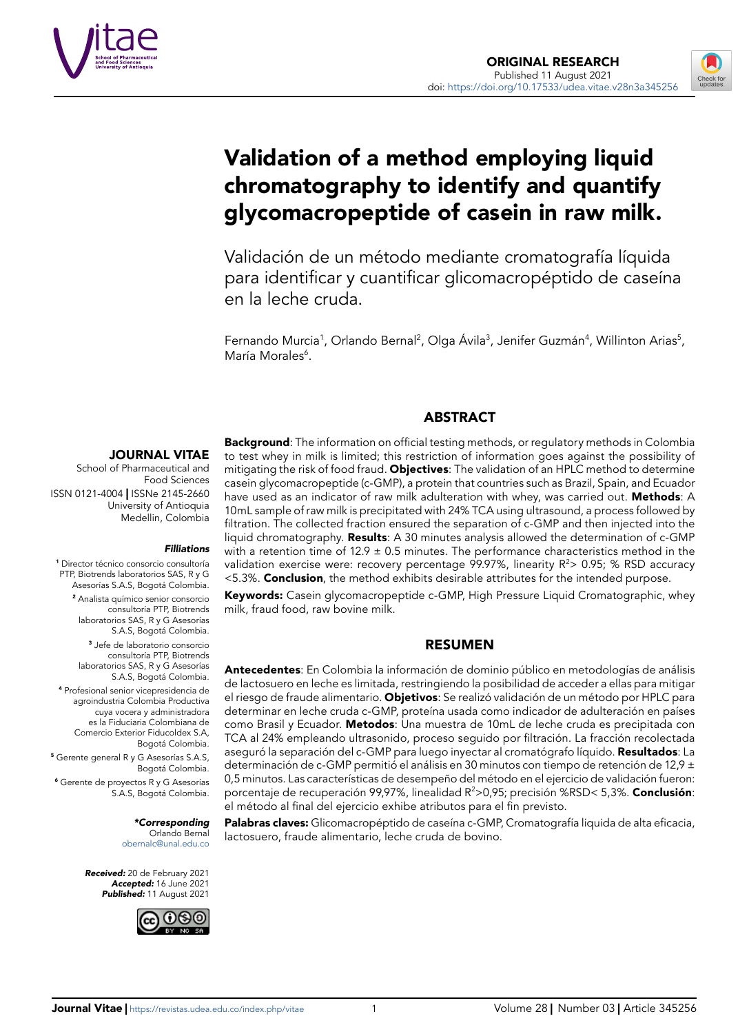ORIGINAL RESEARCH
Published 11 August 2021
doi: https://doi.org/10.17533/udea.vitae.v28n3a345256

# Validation of a method employing liquid chromatography to identify and quantify glycomacropeptide of casein in raw milk.

## Validación de un método mediante cromatografía líquida para identificar y cuantificar glicomacropéptido de caseína en la leche cruda.

Fernando Murcia[1], Orlando Bernal[2], Olga Ávila[3], Jenifer Guzmán[4], Willinton Arias[5], María Morales[6].

**JOURNAL VITAE**
School of Pharmaceutical and Food Sciences
ISSN 0121-4004 | ISSNe 2145-2660
University of Antioquia
Medellin, Colombia

***Filliations***

[1] Director técnico consorcio consultoría PTP, Biotrends laboratorios SAS, R y G Asesorías S.A.S, Bogotá Colombia.

[2] Analista químico senior consorcio consultoría PTP, Biotrends laboratorios SAS, R y G Asesorías S.A.S, Bogotá Colombia.

[3] Jefe de laboratorio consorcio consultoría PTP, Biotrends laboratorios SAS, R y G Asesorías S.A.S, Bogotá Colombia.

[4] Profesional senior vicepresidencia de agroindustria Colombia Productiva cuya vocera y administradora es la Fiduciaria Colombiana de Comercio Exterior Fiducoldex S.A, Bogotá Colombia.

[5] Gerente general R y G Asesorías S.A.S, Bogotá Colombia.

[6] Gerente de proyectos R y G Asesorías S.A.S, Bogotá Colombia.

***\*Corresponding***
Orlando Bernal
obernalc@unal.edu.co

***Received:*** 20 de February 2021
***Accepted:*** 16 June 2021
***Published:*** 11 August 2021

## ABSTRACT

**Background**: The information on official testing methods, or regulatory methods in Colombia to test whey in milk is limited; this restriction of information goes against the possibility of mitigating the risk of food fraud. **Objectives**: The validation of an HPLC method to determine casein glycomacropeptide (c-GMP), a protein that countries such as Brazil, Spain, and Ecuador have used as an indicator of raw milk adulteration with whey, was carried out. **Methods**: A 10mL sample of raw milk is precipitated with 24% TCA using ultrasound, a process followed by filtration. The collected fraction ensured the separation of c-GMP and then injected into the liquid chromatography. **Results**: A 30 minutes analysis allowed the determination of c-GMP with a retention time of 12.9 ± 0.5 minutes. The performance characteristics method in the validation exercise were: recovery percentage 99.97%, linearity $R^2$> 0.95; % RSD accuracy <5.3%. **Conclusion**, the method exhibits desirable attributes for the intended purpose.

**Keywords:** Casein glycomacropeptide c-GMP, High Pressure Liquid Cromatographic, whey milk, fraud food, raw bovine milk.

## RESUMEN

**Antecedentes**: En Colombia la información de dominio público en metodologías de análisis de lactosuero en leche es limitada, restringiendo la posibilidad de acceder a ellas para mitigar el riesgo de fraude alimentario. **Objetivos**: Se realizó validación de un método por HPLC para determinar en leche cruda c-GMP, proteína usada como indicador de adulteración en países como Brasil y Ecuador. **Metodos**: Una muestra de 10mL de leche cruda es precipitada con TCA al 24% empleando ultrasonido, proceso seguido por filtración. La fracción recolectada aseguró la separación del c-GMP para luego inyectar al cromatógrafo líquido. **Resultados**: La determinación de c-GMP permitió el análisis en 30 minutos con tiempo de retención de 12,9 ± 0,5 minutos. Las características de desempeño del método en el ejercicio de validación fueron: porcentaje de recuperación 99,97%, linealidad $R^2$>0,95; precisión %RSD< 5,3%. **Conclusión**: el método al final del ejercicio exhibe atributos para el fin previsto.

**Palabras claves:** Glicomacropéptido de caseína c-GMP, Cromatografía liquida de alta eficacia, lactosuero, fraude alimentario, leche cruda de bovino.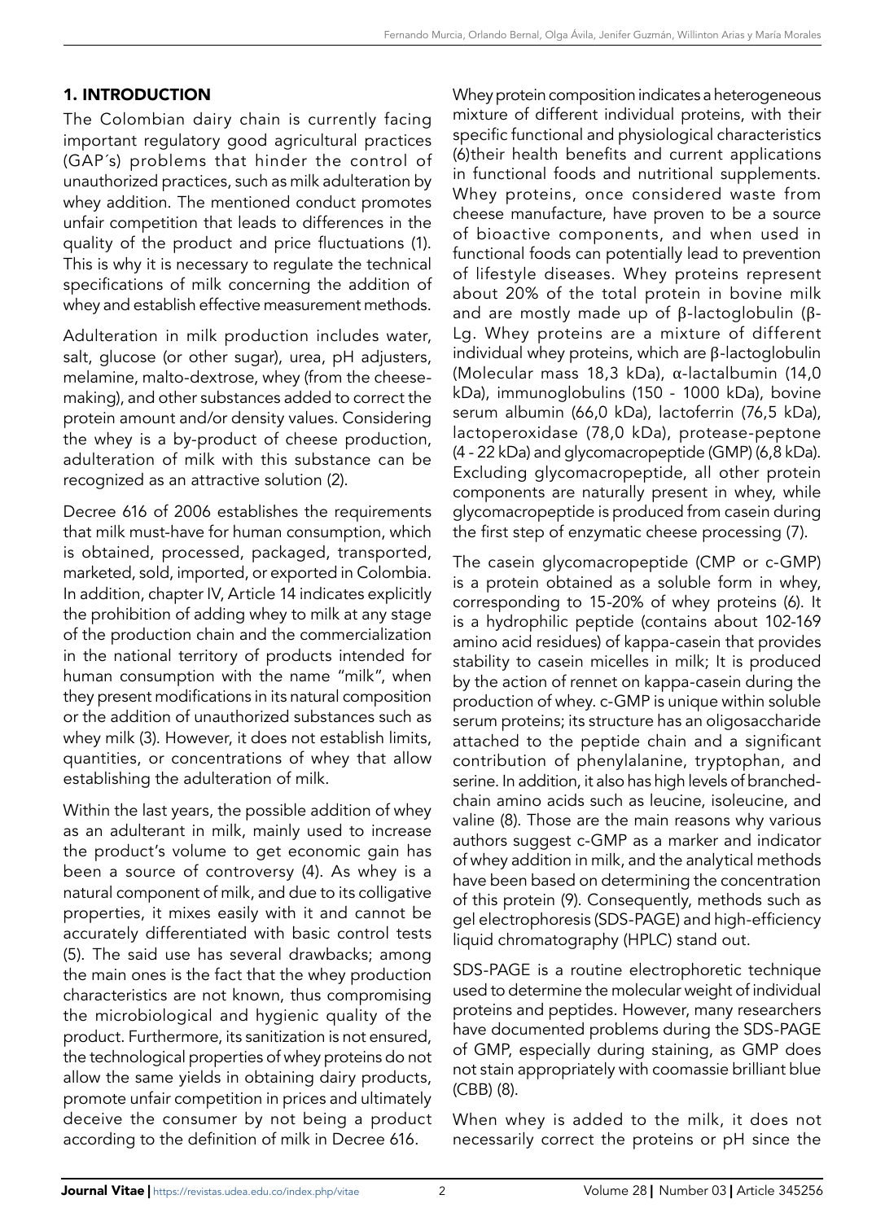## 1. INTRODUCTION

The Colombian dairy chain is currently facing important regulatory good agricultural practices (GAP´s) problems that hinder the control of unauthorized practices, such as milk adulteration by whey addition. The mentioned conduct promotes unfair competition that leads to differences in the quality of the product and price fluctuations (1). This is why it is necessary to regulate the technical specifications of milk concerning the addition of whey and establish effective measurement methods.

Adulteration in milk production includes water, salt, glucose (or other sugar), urea, pH adjusters, melamine, malto-dextrose, whey (from the cheese-making), and other substances added to correct the protein amount and/or density values. Considering the whey is a by-product of cheese production, adulteration of milk with this substance can be recognized as an attractive solution (2).

Decree 616 of 2006 establishes the requirements that milk must-have for human consumption, which is obtained, processed, packaged, transported, marketed, sold, imported, or exported in Colombia. In addition, chapter IV, Article 14 indicates explicitly the prohibition of adding whey to milk at any stage of the production chain and the commercialization in the national territory of products intended for human consumption with the name "milk", when they present modifications in its natural composition or the addition of unauthorized substances such as whey milk (3). However, it does not establish limits, quantities, or concentrations of whey that allow establishing the adulteration of milk.

Within the last years, the possible addition of whey as an adulterant in milk, mainly used to increase the product's volume to get economic gain has been a source of controversy (4). As whey is a natural component of milk, and due to its colligative properties, it mixes easily with it and cannot be accurately differentiated with basic control tests (5). The said use has several drawbacks; among the main ones is the fact that the whey production characteristics are not known, thus compromising the microbiological and hygienic quality of the product. Furthermore, its sanitization is not ensured, the technological properties of whey proteins do not allow the same yields in obtaining dairy products, promote unfair competition in prices and ultimately deceive the consumer by not being a product according to the definition of milk in Decree 616.

Whey protein composition indicates a heterogeneous mixture of different individual proteins, with their specific functional and physiological characteristics (6)their health benefits and current applications in functional foods and nutritional supplements. Whey proteins, once considered waste from cheese manufacture, have proven to be a source of bioactive components, and when used in functional foods can potentially lead to prevention of lifestyle diseases. Whey proteins represent about 20% of the total protein in bovine milk and are mostly made up of β-lactoglobulin (β-Lg. Whey proteins are a mixture of different individual whey proteins, which are β-lactoglobulin (Molecular mass 18,3 kDa), α-lactalbumin (14,0 kDa), immunoglobulins (150 - 1000 kDa), bovine serum albumin (66,0 kDa), lactoferrin (76,5 kDa), lactoperoxidase (78,0 kDa), protease-peptone (4 - 22 kDa) and glycomacropeptide (GMP) (6,8 kDa). Excluding glycomacropeptide, all other protein components are naturally present in whey, while glycomacropeptide is produced from casein during the first step of enzymatic cheese processing (7).

The casein glycomacropeptide (CMP or c-GMP) is a protein obtained as a soluble form in whey, corresponding to 15-20% of whey proteins (6). It is a hydrophilic peptide (contains about 102-169 amino acid residues) of kappa-casein that provides stability to casein micelles in milk; It is produced by the action of rennet on kappa-casein during the production of whey. c-GMP is unique within soluble serum proteins; its structure has an oligosaccharide attached to the peptide chain and a significant contribution of phenylalanine, tryptophan, and serine. In addition, it also has high levels of branched-chain amino acids such as leucine, isoleucine, and valine (8). Those are the main reasons why various authors suggest c-GMP as a marker and indicator of whey addition in milk, and the analytical methods have been based on determining the concentration of this protein (9). Consequently, methods such as gel electrophoresis (SDS-PAGE) and high-efficiency liquid chromatography (HPLC) stand out.

SDS-PAGE is a routine electrophoretic technique used to determine the molecular weight of individual proteins and peptides. However, many researchers have documented problems during the SDS-PAGE of GMP, especially during staining, as GMP does not stain appropriately with coomassie brilliant blue (CBB) (8).

When whey is added to the milk, it does not necessarily correct the proteins or pH since the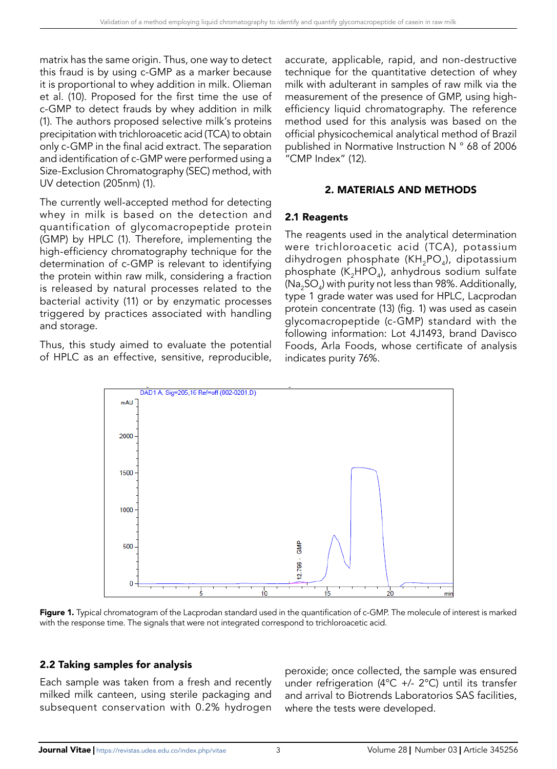matrix has the same origin. Thus, one way to detect this fraud is by using c-GMP as a marker because it is proportional to whey addition in milk. Olieman et al. (10). Proposed for the first time the use of c-GMP to detect frauds by whey addition in milk (1). The authors proposed selective milk's proteins precipitation with trichloroacetic acid (TCA) to obtain only c-GMP in the final acid extract. The separation and identification of c-GMP were performed using a Size-Exclusion Chromatography (SEC) method, with UV detection (205nm) (1).

The currently well-accepted method for detecting whey in milk is based on the detection and quantification of glycomacropeptide protein (GMP) by HPLC (1). Therefore, implementing the high-efficiency chromatography technique for the determination of c-GMP is relevant to identifying the protein within raw milk, considering a fraction is released by natural processes related to the bacterial activity (11) or by enzymatic processes triggered by practices associated with handling and storage.

Thus, this study aimed to evaluate the potential of HPLC as an effective, sensitive, reproducible, accurate, applicable, rapid, and non-destructive technique for the quantitative detection of whey milk with adulterant in samples of raw milk via the measurement of the presence of GMP, using high-efficiency liquid chromatography. The reference method used for this analysis was based on the official physicochemical analytical method of Brazil published in Normative Instruction N ° 68 of 2006 "CMP Index" (12).

## 2. MATERIALS AND METHODS

### 2.1 Reagents

The reagents used in the analytical determination were trichloroacetic acid (TCA), potassium dihydrogen phosphate ($KH_2PO_4$), dipotassium phosphate ($K_2HPO_4$), anhydrous sodium sulfate ($Na_2SO_4$) with purity not less than 98%. Additionally, type 1 grade water was used for HPLC, Lacprodan protein concentrate (13) (fig. 1) was used as casein glycomacropeptide (c-GMP) standard with the following information: Lot 4J1493, brand Davisco Foods, Arla Foods, whose certificate of analysis indicates purity 76%.

**Figure 1.** Typical chromatogram of the Lacprodan standard used in the quantification of c-GMP. The molecule of interest is marked with the response time. The signals that were not integrated correspond to trichloroacetic acid.

### 2.2 Taking samples for analysis

Each sample was taken from a fresh and recently milked milk canteen, using sterile packaging and subsequent conservation with 0.2% hydrogen peroxide; once collected, the sample was ensured under refrigeration (4°C +/- 2°C) until its transfer and arrival to Biotrends Laboratorios SAS facilities, where the tests were developed.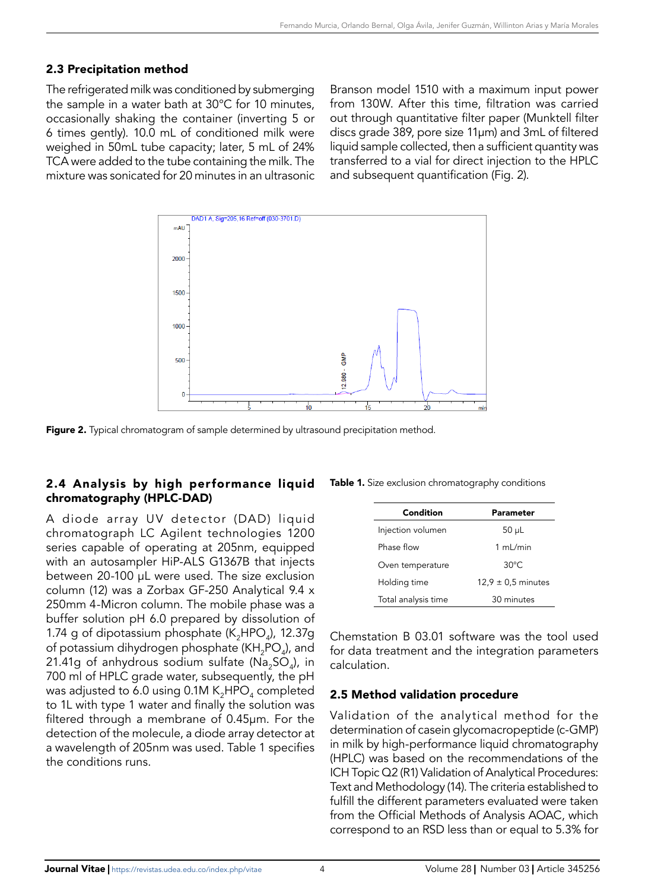### 2.3 Precipitation method

The refrigerated milk was conditioned by submerging the sample in a water bath at 30°C for 10 minutes, occasionally shaking the container (inverting 5 or 6 times gently). 10.0 mL of conditioned milk were weighed in 50mL tube capacity; later, 5 mL of 24% TCA were added to the tube containing the milk. The mixture was sonicated for 20 minutes in an ultrasonic Branson model 1510 with a maximum input power from 130W. After this time, filtration was carried out through quantitative filter paper (Munktell filter discs grade 389, pore size 11µm) and 3mL of filtered liquid sample collected, then a sufficient quantity was transferred to a vial for direct injection to the HPLC and subsequent quantification (Fig. 2).

**Figure 2.** Typical chromatogram of sample determined by ultrasound precipitation method.

### 2.4 Analysis by high performance liquid chromatography (HPLC-DAD)

A diode array UV detector (DAD) liquid chromatograph LC Agilent technologies 1200 series capable of operating at 205nm, equipped with an autosampler HiP-ALS G1367B that injects between 20-100 µL were used. The size exclusion column (12) was a Zorbax GF-250 Analytical 9.4 x 250mm 4-Micron column. The mobile phase was a buffer solution pH 6.0 prepared by dissolution of 1.74 g of dipotassium phosphate ($K_2HPO_4$), 12.37g of potassium dihydrogen phosphate ($KH_2PO_4$), and 21.41g of anhydrous sodium sulfate ($Na_2SO_4$), in 700 ml of HPLC grade water, subsequently, the pH was adjusted to 6.0 using 0.1M $K_2HPO_4$ completed to 1L with type 1 water and finally the solution was filtered through a membrane of 0.45µm. For the detection of the molecule, a diode array detector at a wavelength of 205nm was used. Table 1 specifies the conditions runs.

**Table 1.** Size exclusion chromatography conditions

| Condition | Parameter |
|---|---|
| Injection volumen | 50 µL |
| Phase flow | 1 mL/min |
| Oven temperature | 30°C |
| Holding time | 12,9 ± 0,5 minutes |
| Total analysis time | 30 minutes |

Chemstation B 03.01 software was the tool used for data treatment and the integration parameters calculation.

### 2.5 Method validation procedure

Validation of the analytical method for the determination of casein glycomacropeptide (c-GMP) in milk by high-performance liquid chromatography (HPLC) was based on the recommendations of the ICH Topic Q2 (R1) Validation of Analytical Procedures: Text and Methodology (14). The criteria established to fulfill the different parameters evaluated were taken from the Official Methods of Analysis AOAC, which correspond to an RSD less than or equal to 5.3% for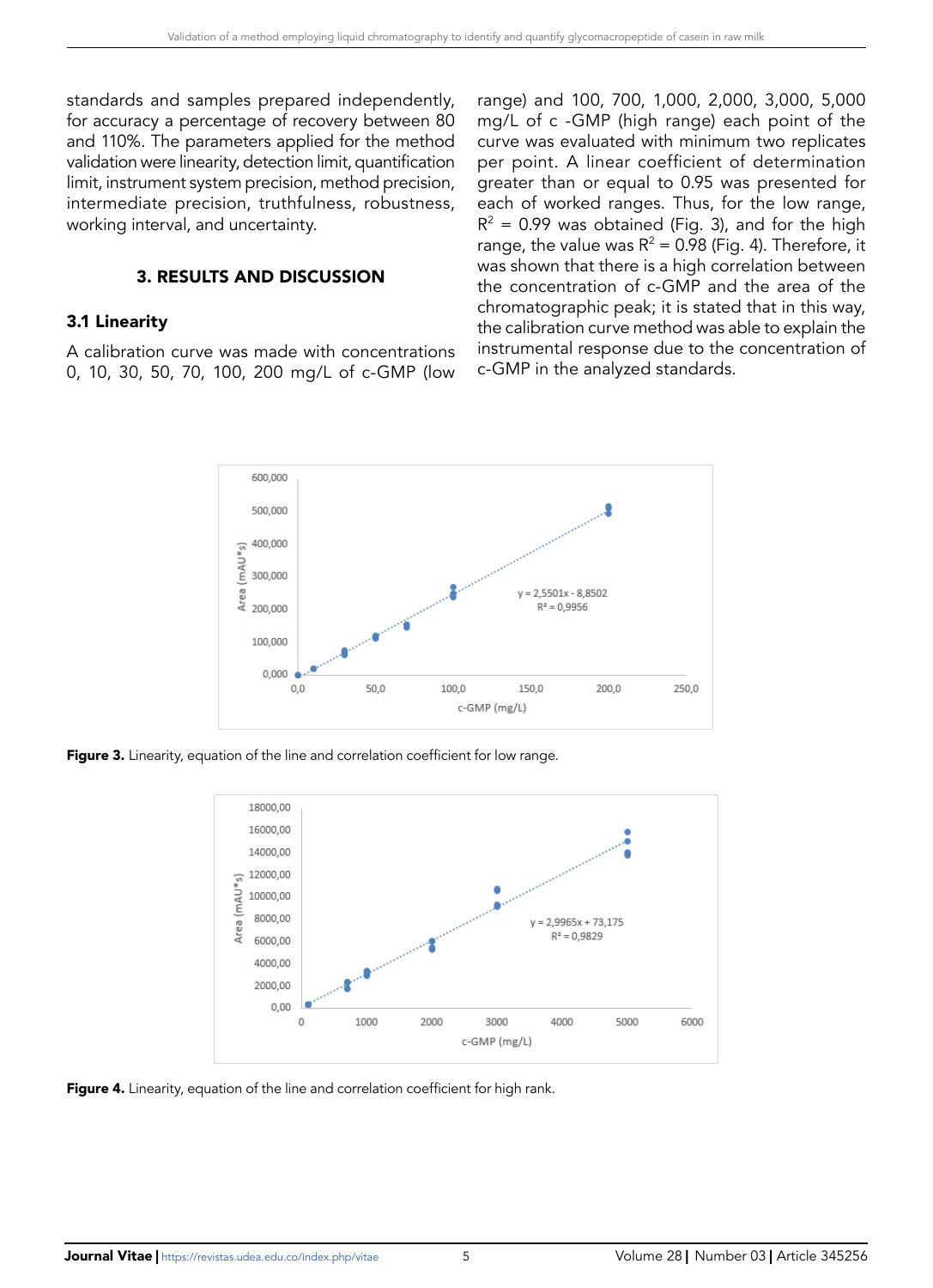standards and samples prepared independently, for accuracy a percentage of recovery between 80 and 110%. The parameters applied for the method validation were linearity, detection limit, quantification limit, instrument system precision, method precision, intermediate precision, truthfulness, robustness, working interval, and uncertainty.

## 3. RESULTS AND DISCUSSION

### 3.1 Linearity

A calibration curve was made with concentrations 0, 10, 30, 50, 70, 100, 200 mg/L of c-GMP (low range) and 100, 700, 1,000, 2,000, 3,000, 5,000 mg/L of c -GMP (high range) each point of the curve was evaluated with minimum two replicates per point. A linear coefficient of determination greater than or equal to 0.95 was presented for each of worked ranges. Thus, for the low range, $R^2$ = 0.99 was obtained (Fig. 3), and for the high range, the value was $R^2$ = 0.98 (Fig. 4). Therefore, it was shown that there is a high correlation between the concentration of c-GMP and the area of the chromatographic peak; it is stated that in this way, the calibration curve method was able to explain the instrumental response due to the concentration of c-GMP in the analyzed standards.

**Figure 3.** Linearity, equation of the line and correlation coefficient for low range.

**Figure 4.** Linearity, equation of the line and correlation coefficient for high rank.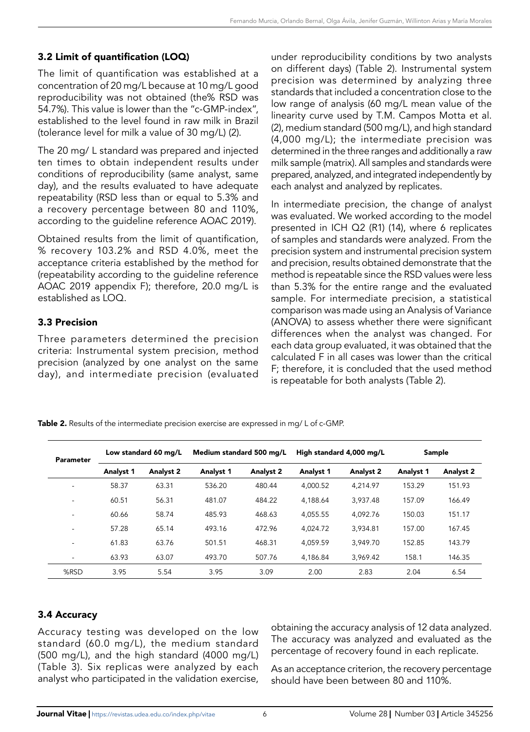### 3.2 Limit of quantification (LOQ)

The limit of quantification was established at a concentration of 20 mg/L because at 10 mg/L good reproducibility was not obtained (the% RSD was 54.7%). This value is lower than the "c-GMP-index", established to the level found in raw milk in Brazil (tolerance level for milk a value of 30 mg/L) (2).

The 20 mg/ L standard was prepared and injected ten times to obtain independent results under conditions of reproducibility (same analyst, same day), and the results evaluated to have adequate repeatability (RSD less than or equal to 5.3% and a recovery percentage between 80 and 110%, according to the guideline reference AOAC 2019).

Obtained results from the limit of quantification, % recovery 103.2% and RSD 4.0%, meet the acceptance criteria established by the method for (repeatability according to the guideline reference AOAC 2019 appendix F); therefore, 20.0 mg/L is established as LOQ.

### 3.3 Precision

Three parameters determined the precision criteria: Instrumental system precision, method precision (analyzed by one analyst on the same day), and intermediate precision (evaluated under reproducibility conditions by two analysts on different days) (Table 2). Instrumental system precision was determined by analyzing three standards that included a concentration close to the low range of analysis (60 mg/L mean value of the linearity curve used by T.M. Campos Motta et al. (2), medium standard (500 mg/L), and high standard (4,000 mg/L); the intermediate precision was determined in the three ranges and additionally a raw milk sample (matrix). All samples and standards were prepared, analyzed, and integrated independently by each analyst and analyzed by replicates.

In intermediate precision, the change of analyst was evaluated. We worked according to the model presented in ICH Q2 (R1) (14), where 6 replicates of samples and standards were analyzed. From the precision system and instrumental precision system and precision, results obtained demonstrate that the method is repeatable since the RSD values were less than 5.3% for the entire range and the evaluated sample. For intermediate precision, a statistical comparison was made using an Analysis of Variance (ANOVA) to assess whether there were significant differences when the analyst was changed. For each data group evaluated, it was obtained that the calculated F in all cases was lower than the critical F; therefore, it is concluded that the used method is repeatable for both analysts (Table 2).

**Table 2.** Results of the intermediate precision exercise are expressed in mg/ L of c-GMP.

| Parameter | Low standard 60 mg/L | | Medium standard 500 mg/L | | High standard 4,000 mg/L | | Sample | |
|---|---|---|---|---|---|---|---|---|
| | Analyst 1 | Analyst 2 | Analyst 1 | Analyst 2 | Analyst 1 | Analyst 2 | Analyst 1 | Analyst 2 |
| - | 58.37 | 63.31 | 536.20 | 480.44 | 4,000.52 | 4,214.97 | 153.29 | 151.93 |
| - | 60.51 | 56.31 | 481.07 | 484.22 | 4,188.64 | 3,937.48 | 157.09 | 166.49 |
| - | 60.66 | 58.74 | 485.93 | 468.63 | 4,055.55 | 4,092.76 | 150.03 | 151.17 |
| - | 57.28 | 65.14 | 493.16 | 472.96 | 4,024.72 | 3,934.81 | 157.00 | 167.45 |
| - | 61.83 | 63.76 | 501.51 | 468.31 | 4,059.59 | 3,949.70 | 152.85 | 143.79 |
| - | 63.93 | 63.07 | 493.70 | 507.76 | 4,186.84 | 3,969.42 | 158.1 | 146.35 |
| %RSD | 3.95 | 5.54 | 3.95 | 3.09 | 2.00 | 2.83 | 2.04 | 6.54 |

### 3.4 Accuracy

Accuracy testing was developed on the low standard (60.0 mg/L), the medium standard (500 mg/L), and the high standard (4000 mg/L) (Table 3). Six replicas were analyzed by each analyst who participated in the validation exercise, obtaining the accuracy analysis of 12 data analyzed. The accuracy was analyzed and evaluated as the percentage of recovery found in each replicate.

As an acceptance criterion, the recovery percentage should have been between 80 and 110%.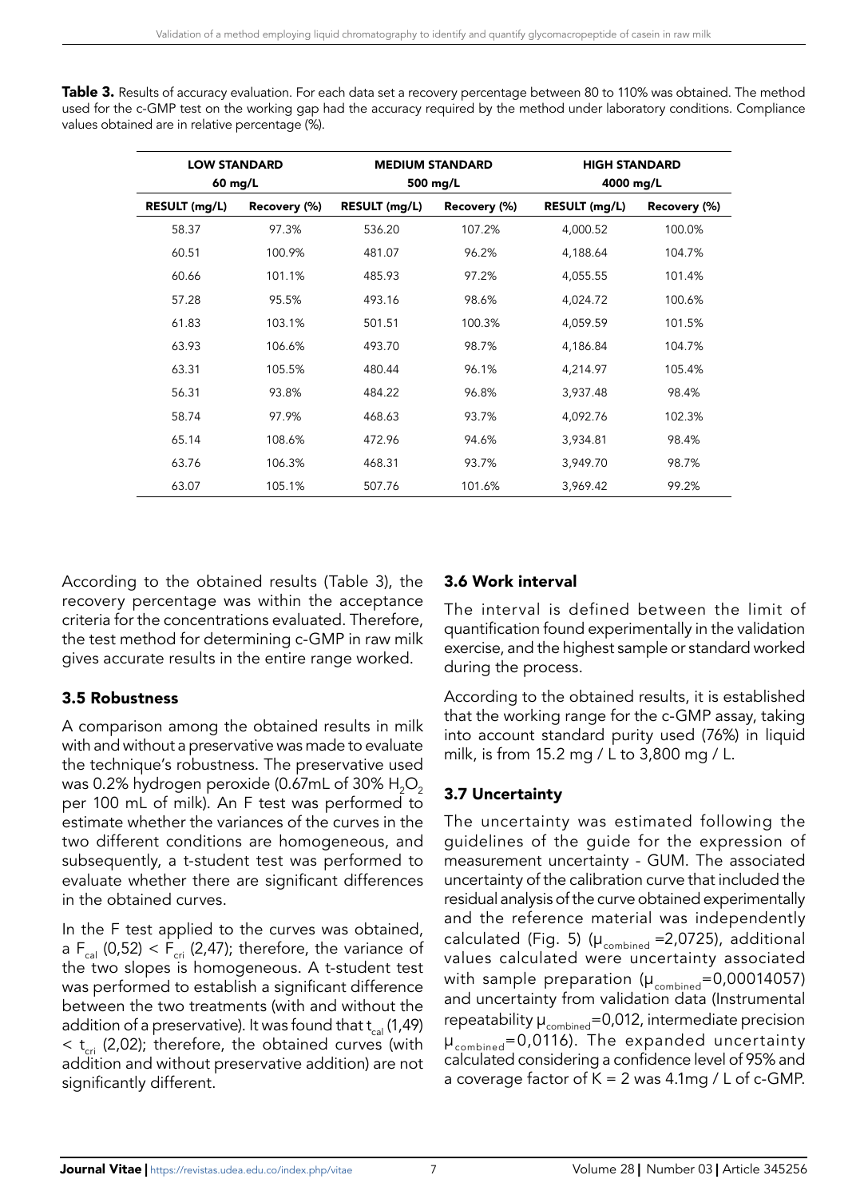**Table 3.** Results of accuracy evaluation. For each data set a recovery percentage between 80 to 110% was obtained. The method used for the c-GMP test on the working gap had the accuracy required by the method under laboratory conditions. Compliance values obtained are in relative percentage (%).

| LOW STANDARD 60 mg/L | | MEDIUM STANDARD 500 mg/L | | HIGH STANDARD 4000 mg/L | |
|---|---|---|---|---|---|
| RESULT (mg/L) | Recovery (%) | RESULT (mg/L) | Recovery (%) | RESULT (mg/L) | Recovery (%) |
| 58.37 | 97.3% | 536.20 | 107.2% | 4,000.52 | 100.0% |
| 60.51 | 100.9% | 481.07 | 96.2% | 4,188.64 | 104.7% |
| 60.66 | 101.1% | 485.93 | 97.2% | 4,055.55 | 101.4% |
| 57.28 | 95.5% | 493.16 | 98.6% | 4,024.72 | 100.6% |
| 61.83 | 103.1% | 501.51 | 100.3% | 4,059.59 | 101.5% |
| 63.93 | 106.6% | 493.70 | 98.7% | 4,186.84 | 104.7% |
| 63.31 | 105.5% | 480.44 | 96.1% | 4,214.97 | 105.4% |
| 56.31 | 93.8% | 484.22 | 96.8% | 3,937.48 | 98.4% |
| 58.74 | 97.9% | 468.63 | 93.7% | 4,092.76 | 102.3% |
| 65.14 | 108.6% | 472.96 | 94.6% | 3,934.81 | 98.4% |
| 63.76 | 106.3% | 468.31 | 93.7% | 3,949.70 | 98.7% |
| 63.07 | 105.1% | 507.76 | 101.6% | 3,969.42 | 99.2% |

According to the obtained results (Table 3), the recovery percentage was within the acceptance criteria for the concentrations evaluated. Therefore, the test method for determining c-GMP in raw milk gives accurate results in the entire range worked.

### 3.5 Robustness

A comparison among the obtained results in milk with and without a preservative was made to evaluate the technique's robustness. The preservative used was 0.2% hydrogen peroxide (0.67mL of 30% $H_2O_2$ per 100 mL of milk). An F test was performed to estimate whether the variances of the curves in the two different conditions are homogeneous, and subsequently, a t-student test was performed to evaluate whether there are significant differences in the obtained curves.

In the F test applied to the curves was obtained, a $F_{cal}$ (0,52) < $F_{cri}$ (2,47); therefore, the variance of the two slopes is homogeneous. A t-student test was performed to establish a significant difference between the two treatments (with and without the addition of a preservative). It was found that $t_{cal}$ (1,49) < $t_{cri}$ (2,02); therefore, the obtained curves (with addition and without preservative addition) are not significantly different.

### 3.6 Work interval

The interval is defined between the limit of quantification found experimentally in the validation exercise, and the highest sample or standard worked during the process.

According to the obtained results, it is established that the working range for the c-GMP assay, taking into account standard purity used (76%) in liquid milk, is from 15.2 mg / L to 3,800 mg / L.

### 3.7 Uncertainty

The uncertainty was estimated following the guidelines of the guide for the expression of measurement uncertainty - GUM. The associated uncertainty of the calibration curve that included the residual analysis of the curve obtained experimentally and the reference material was independently calculated (Fig. 5) ($\mu_{combined}$ =2,0725), additional values calculated were uncertainty associated with sample preparation ($\mu_{combined}$=0,00014057) and uncertainty from validation data (Instrumental repeatability $\mu_{combined}$=0,012, intermediate precision $\mu_{combined}$=0,0116). The expanded uncertainty calculated considering a confidence level of 95% and a coverage factor of K = 2 was 4.1mg / L of c-GMP.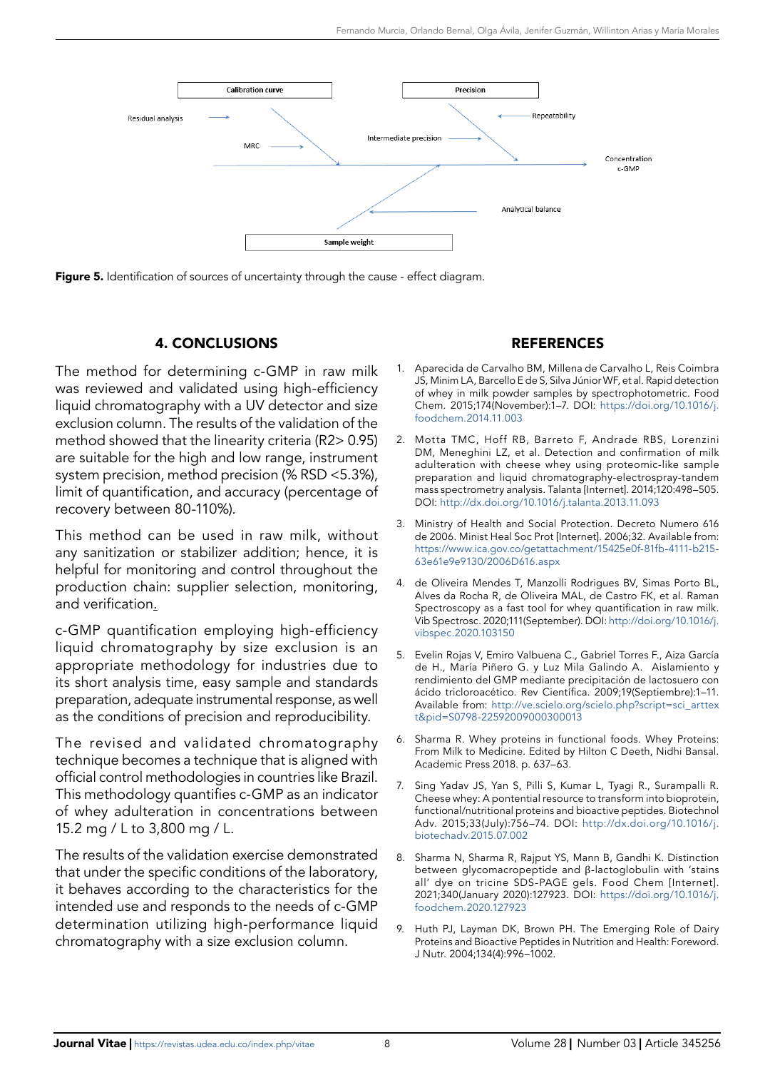Figure 5. Identification of sources of uncertainty through the cause - effect diagram.

## 4. CONCLUSIONS

The method for determining c-GMP in raw milk was reviewed and validated using high-efficiency liquid chromatography with a UV detector and size exclusion column. The results of the validation of the method showed that the linearity criteria (R2> 0.95) are suitable for the high and low range, instrument system precision, method precision (% RSD <5.3%), limit of quantification, and accuracy (percentage of recovery between 80-110%).

This method can be used in raw milk, without any sanitization or stabilizer addition; hence, it is helpful for monitoring and control throughout the production chain: supplier selection, monitoring, and verification.

c-GMP quantification employing high-efficiency liquid chromatography by size exclusion is an appropriate methodology for industries due to its short analysis time, easy sample and standards preparation, adequate instrumental response, as well as the conditions of precision and reproducibility.

The revised and validated chromatography technique becomes a technique that is aligned with official control methodologies in countries like Brazil. This methodology quantifies c-GMP as an indicator of whey adulteration in concentrations between 15.2 mg / L to 3,800 mg / L.

The results of the validation exercise demonstrated that under the specific conditions of the laboratory, it behaves according to the characteristics for the intended use and responds to the needs of c-GMP determination utilizing high-performance liquid chromatography with a size exclusion column.

## REFERENCES

1. Aparecida de Carvalho BM, Millena de Carvalho L, Reis Coimbra JS, Minim LA, Barcello E de S, Silva Júnior WF, et al. Rapid detection of whey in milk powder samples by spectrophotometric. Food Chem. 2015;174(November):1–7. DOI: https://doi.org/10.1016/j.foodchem.2014.11.003
2. Motta TMC, Hoff RB, Barreto F, Andrade RBS, Lorenzini DM, Meneghini LZ, et al. Detection and confirmation of milk adulteration with cheese whey using proteomic-like sample preparation and liquid chromatography-electrospray-tandem mass spectrometry analysis. Talanta [Internet]. 2014;120:498–505. DOI: http://dx.doi.org/10.1016/j.talanta.2013.11.093
3. Ministry of Health and Social Protection. Decreto Numero 616 de 2006. Minist Heal Soc Prot [Internet]. 2006;32. Available from: https://www.ica.gov.co/getattachment/15425e0f-81fb-4111-b215-63e61e9e9130/2006D616.aspx
4. de Oliveira Mendes T, Manzolli Rodrigues BV, Simas Porto BL, Alves da Rocha R, de Oliveira MAL, de Castro FK, et al. Raman Spectroscopy as a fast tool for whey quantification in raw milk. Vib Spectrosc. 2020;111(September). DOI: http://doi.org/10.1016/j.vibspec.2020.103150
5. Evelin Rojas V, Emiro Valbuena C., Gabriel Torres F., Aiza García de H., María Piñero G. y Luz Mila Galindo A. Aislamiento y rendimiento del GMP mediante precipitación de lactosuero con ácido tricloroacético. Rev Científica. 2009;19(Septiembre):1–11. Available from: http://ve.scielo.org/scielo.php?script=sci_arttext&pid=S0798-22592009000300013
6. Sharma R. Whey proteins in functional foods. Whey Proteins: From Milk to Medicine. Edited by Hilton C Deeth, Nidhi Bansal. Academic Press 2018. p. 637–63.
7. Sing Yadav JS, Yan S, Pilli S, Kumar L, Tyagi R., Surampalli R. Cheese whey: A pontential resource to transform into bioprotein, functional/nutritional proteins and bioactive peptides. Biotechnol Adv. 2015;33(July):756–74. DOI: http://dx.doi.org/10.1016/j.biotechadv.2015.07.002
8. Sharma N, Sharma R, Rajput YS, Mann B, Gandhi K. Distinction between glycomacropeptide and β-lactoglobulin with 'stains all' dye on tricine SDS-PAGE gels. Food Chem [Internet]. 2021;340(January 2020):127923. DOI: https://doi.org/10.1016/j.foodchem.2020.127923
9. Huth PJ, Layman DK, Brown PH. The Emerging Role of Dairy Proteins and Bioactive Peptides in Nutrition and Health: Foreword. J Nutr. 2004;134(4):996–1002.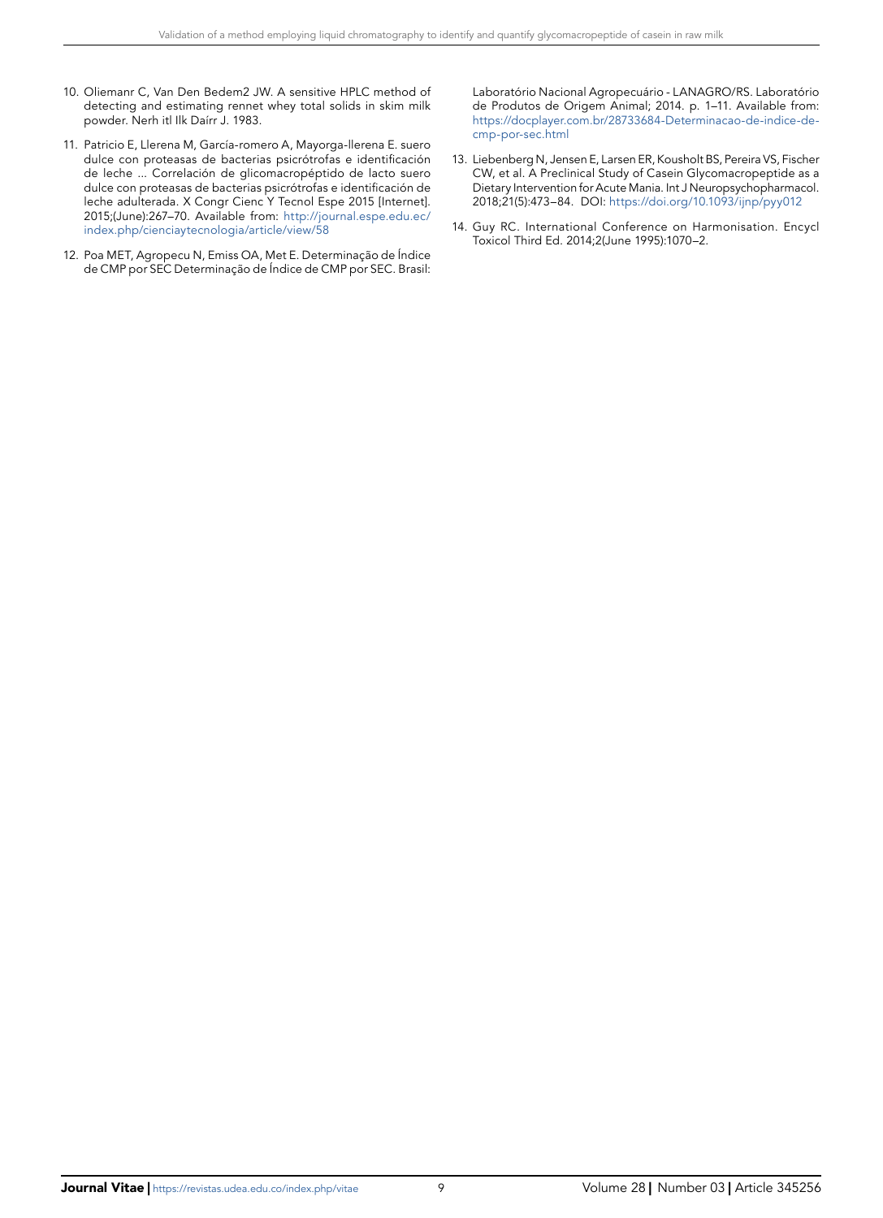10. Oliemanr C, Van Den Bedem2 JW. A sensitive HPLC method of detecting and estimating rennet whey total solids in skim milk powder. Nerh itl Ilk Daírr J. 1983.

11. Patricio E, Llerena M, García-romero A, Mayorga-llerena E. suero dulce con proteasas de bacterias psicrótrofas e identificación de leche ... Correlación de glicomacropéptido de lacto suero dulce con proteasas de bacterias psicrótrofas e identificación de leche adulterada. X Congr Cienc Y Tecnol Espe 2015 [Internet]. 2015;(June):267–70. Available from: http://journal.espe.edu.ec/index.php/cienciaytecnologia/article/view/58

12. Poa MET, Agropecu N, Emiss OA, Met E. Determinação de Índice de CMP por SEC Determinação de Índice de CMP por SEC. Brasil: Laboratório Nacional Agropecuário - LANAGRO/RS. Laboratório de Produtos de Origem Animal; 2014. p. 1–11. Available from: https://docplayer.com.br/28733684-Determinacao-de-indice-de-cmp-por-sec.html

13. Liebenberg N, Jensen E, Larsen ER, Kousholt BS, Pereira VS, Fischer CW, et al. A Preclinical Study of Casein Glycomacropeptide as a Dietary Intervention for Acute Mania. Int J Neuropsychopharmacol. 2018;21(5):473–84. DOI: https://doi.org/10.1093/ijnp/pyy012

14. Guy RC. International Conference on Harmonisation. Encycl Toxicol Third Ed. 2014;2(June 1995):1070–2.